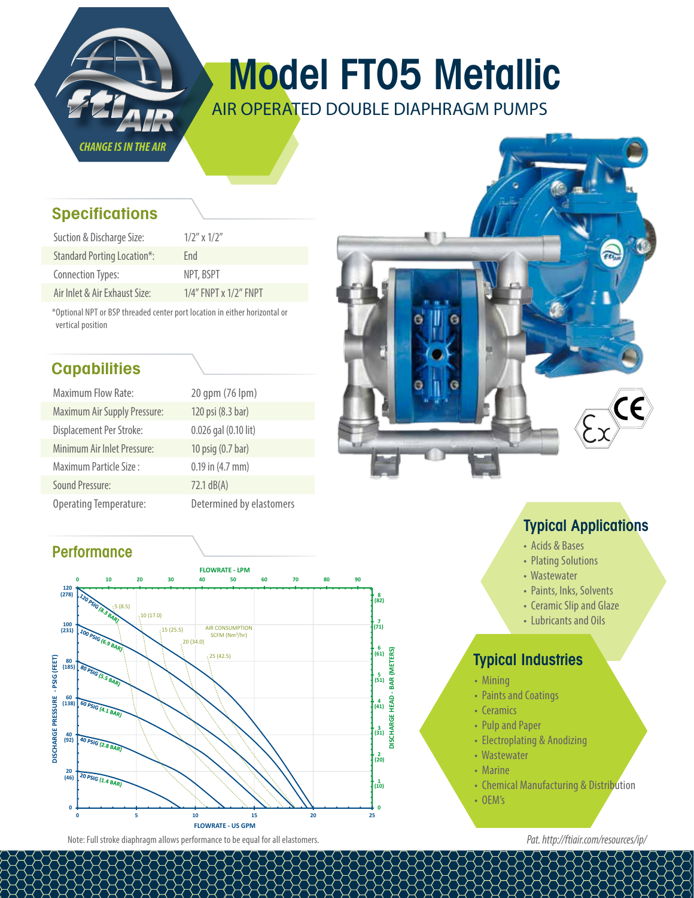# Model FT05 Metallic

## AIR OPERATED DOUBLE DIAPHRAGM PUMPS

CHANGE IS IN THE AIR

## Specifications

| | |
|---|---|
| Suction & Discharge Size: | 1/2" x 1/2" |
| Standard Porting Location*: | End |
| Connection Types: | NPT, BSPT |
| Air Inlet & Air Exhaust Size: | 1/4" FNPT x 1/2" FNPT |

*Optional NPT or BSP threaded center port location in either horizontal or vertical position

## Capabilities

| | |
|---|---|
| Maximum Flow Rate: | 20 gpm (76 lpm) |
| Maximum Air Supply Pressure: | 120 psi (8.3 bar) |
| Displacement Per Stroke: | 0.026 gal (0.10 lit) |
| Minimum Air Inlet Pressure: | 10 psig (0.7 bar) |
| Maximum Particle Size : | 0.19 in (4.7 mm) |
| Sound Pressure: | 72.1 dB(A) |
| Operating Temperature: | Determined by elastomers |

## Performance

FLOWRATE - LPM: 0, 10, 20, 30, 40, 50, 60, 70, 80, 90

DISCHARGE PRESSURE - PSIG (FEET): 120 (278), 100 (231), 80 (185), 60 (138), 40 (92), 20 (46), 0

DISCHARGE HEAD - BAR (METERS): 8 (82), 7 (71), 6 (61), 5 (51), 4 (41), 3 (31), 2 (20), 1 (10), 0

FLOWRATE - US GPM: 0, 5, 10, 15, 20, 25

Curves: 120 PSIG (8.3 BAR), 100 PSIG (6.9 BAR), 80 PSIG (5.5 BAR), 60 PSIG (4.1 BAR), 40 PSIG (2.8 BAR), 20 PSIG (1.4 BAR)

AIR CONSUMPTION SCFM (Nm³/hr): 5 (8.5), 10 (17.0), 15 (25.5), 20 (34.0), 25 (42.5)

Note: Full stroke diaphragm allows performance to be equal for all elastomers.

## Typical Applications

- Acids & Bases
- Plating Solutions
- Wastewater
- Paints, Inks, Solvents
- Ceramic Slip and Glaze
- Lubricants and Oils

## Typical Industries

- Mining
- Paints and Coatings
- Ceramics
- Pulp and Paper
- Electroplating & Anodizing
- Wastewater
- Marine
- Chemical Manufacturing & Distribution
- OEM's

*Pat. http://ftiair.com/resources/ip/*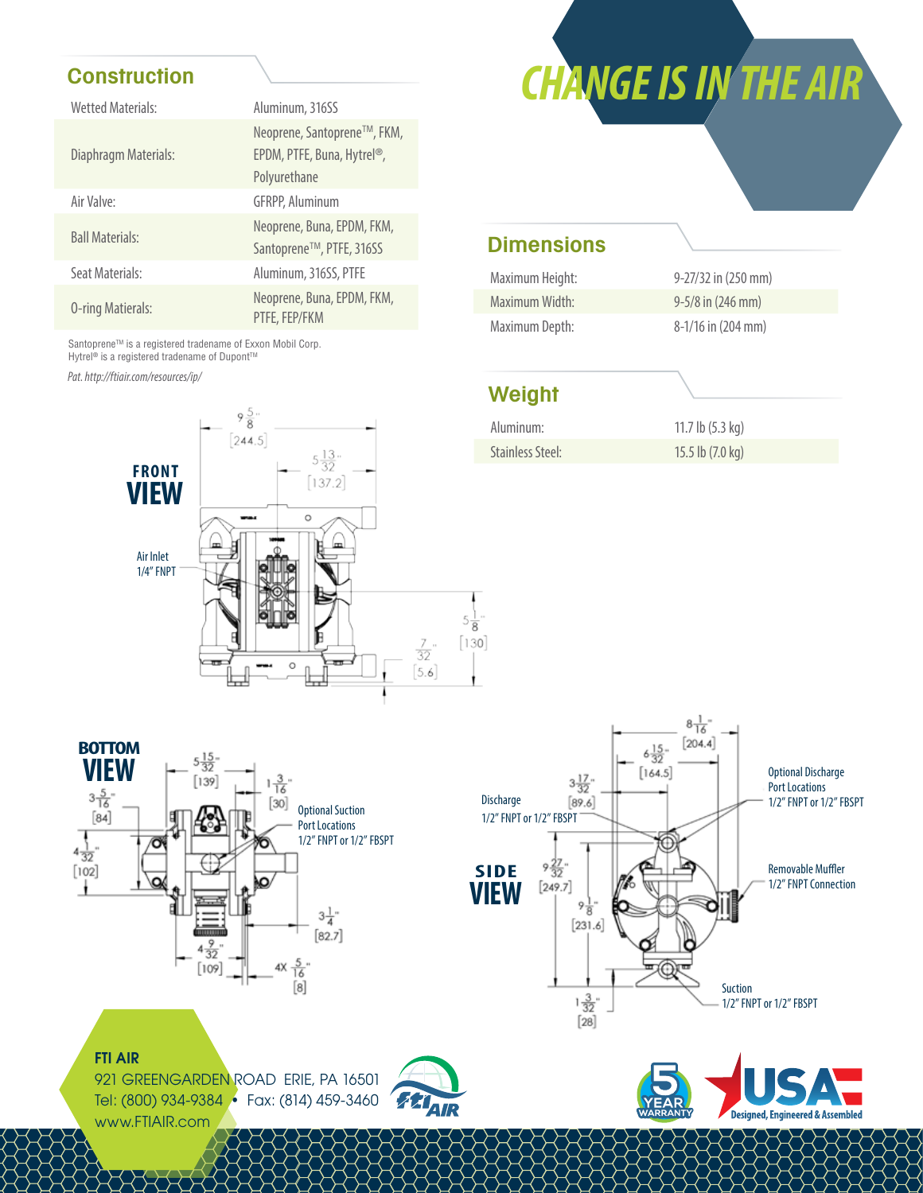# CHANGE IS IN THE AIR

## Construction

| | |
|---|---|
| Wetted Materials: | Aluminum, 316SS |
| Diaphragm Materials: | Neoprene, Santoprene™, FKM, EPDM, PTFE, Buna, Hytrel®, Polyurethane |
| Air Valve: | GFRPP, Aluminum |
| Ball Materials: | Neoprene, Buna, EPDM, FKM, Santoprene™, PTFE, 316SS |
| Seat Materials: | Aluminum, 316SS, PTFE |
| O-ring Matierals: | Neoprene, Buna, EPDM, FKM, PTFE, FEP/FKM |

Santoprene™ is a registered tradename of Exxon Mobil Corp.
Hytrel® is a registered tradename of Dupont™

*Pat. http://ftiair.com/resources/ip/*

## Dimensions

| | |
|---|---|
| Maximum Height: | 9-27/32 in (250 mm) |
| Maximum Width: | 9-5/8 in (246 mm) |
| Maximum Depth: | 8-1/16 in (204 mm) |

## Weight

| | |
|---|---|
| Aluminum: | 11.7 lb (5.3 kg) |
| Stainless Steel: | 15.5 lb (7.0 kg) |

**FRONT VIEW**

9 5/8" [244.5]
5 13/32" [137.2]
Air Inlet 1/4" FNPT
5 1/8" [130]
7/32" [5.6]

**BOTTOM VIEW**

5 15/32" [139]
1 3/16" [30]
3 5/16" [84]
4 1/32" [102]
Optional Suction Port Locations 1/2" FNPT or 1/2" FBSPT
3 1/4" [82.7]
4 9/32" [109]
4X 5/16" [8]

**SIDE VIEW**

8 1/16" [204.4]
6 15/32" [164.5]
3 17/32" [89.6]
Discharge 1/2" FNPT or 1/2" FBSPT
Optional Discharge Port Locations 1/2" FNPT or 1/2" FBSPT
9 27/32" [249.7]
9 1/8" [231.6]
Removable Muffler 1/2" FNPT Connection
Suction 1/2" FNPT or 1/2" FBSPT
1 3/32" [28]

**FTI AIR**
921 GREENGARDEN ROAD ERIE, PA 16501
Tel: (800) 934-9384 • Fax: (814) 459-3460
www.FTIAIR.com

5 YEAR WARRANTY

USA Designed, Engineered & Assembled